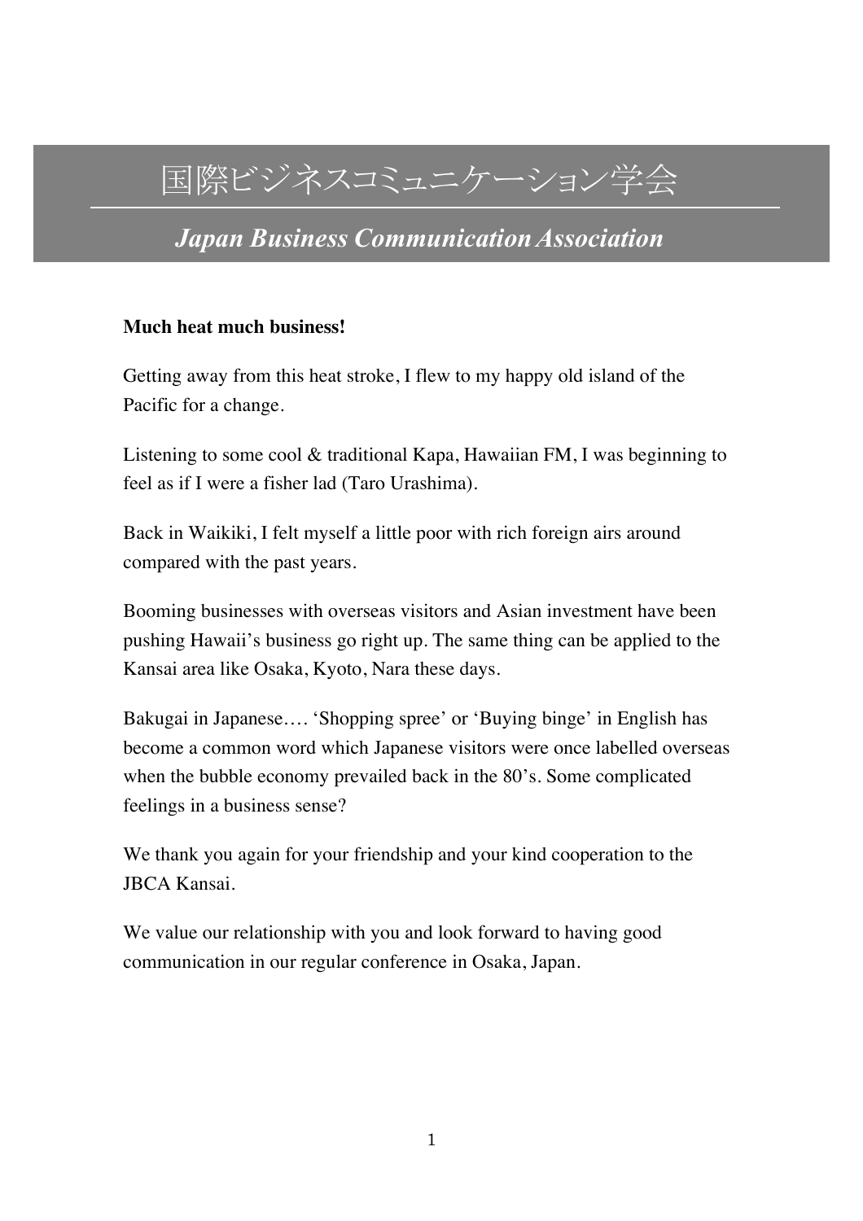# 国際ビジネスコミュニケーション学会

## *Japan Business Communication Association*

**Much heat much business!**

Getting away from this heat stroke, I flew to my happy old island of the Pacific for a change.

Listening to some cool & traditional Kapa, Hawaiian FM, I was beginning to feel as if I were a fisher lad (Taro Urashima).

Back in Waikiki, I felt myself a little poor with rich foreign airs around compared with the past years.

Booming businesses with overseas visitors and Asian investment have been pushing Hawaii's business go right up. The same thing can be applied to the Kansai area like Osaka, Kyoto, Nara these days.

Bakugai in Japanese…. 'Shopping spree' or 'Buying binge' in English has become a common word which Japanese visitors were once labelled overseas when the bubble economy prevailed back in the 80's. Some complicated feelings in a business sense?

We thank you again for your friendship and your kind cooperation to the JBCA Kansai.

We value our relationship with you and look forward to having good communication in our regular conference in Osaka, Japan.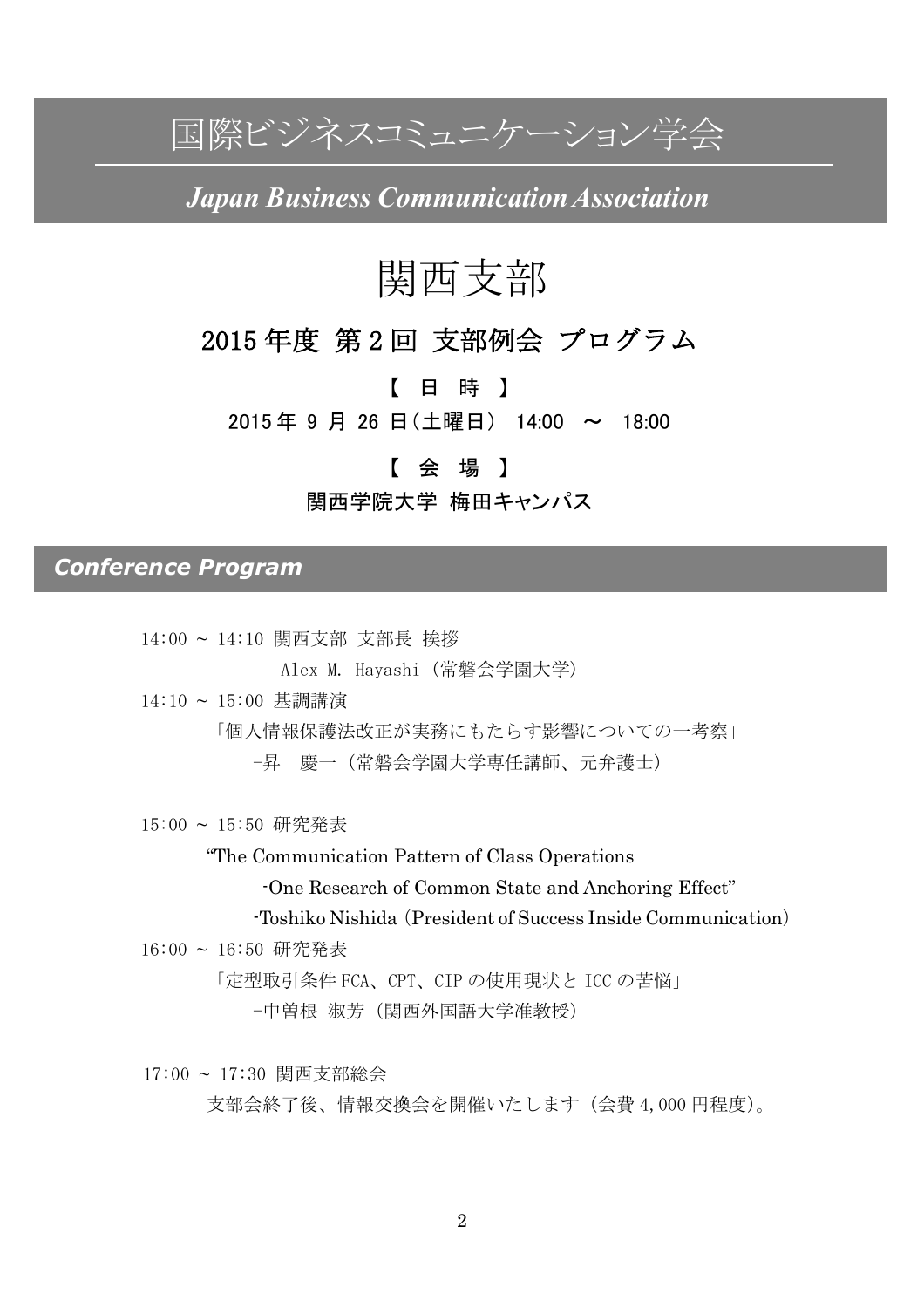# 国際ビジネスコミュニケーション学会

***Japan Business Communication Association***

# 関西支部

## 2015 年度 第 2 回 支部例会 プログラム

【 日 時 】

2015 年 9 月 26 日(土曜日) 14:00 ～ 18:00

【 会 場 】

関西学院大学 梅田キャンパス

## *Conference Program*

14:00 ~ 14:10 関西支部 支部長 挨拶

Alex M. Hayashi (常磐会学園大学)

14:10 ~ 15:00 基調講演

「個人情報保護法改正が実務にもたらす影響についての一考察」

-昇 慶一 (常磐会学園大学専任講師、元弁護士)

15:00 ~ 15:50 研究発表

"The Communication Pattern of Class Operations

-One Research of Common State and Anchoring Effect"

-Toshiko Nishida (President of Success Inside Communication)

16:00 ~ 16:50 研究発表

「定型取引条件 FCA、CPT、CIP の使用現状と ICC の苦悩」

-中曽根 淑芳 (関西外国語大学准教授)

17:00 ~ 17:30 関西支部総会

支部会終了後、情報交換会を開催いたします (会費 4,000 円程度)。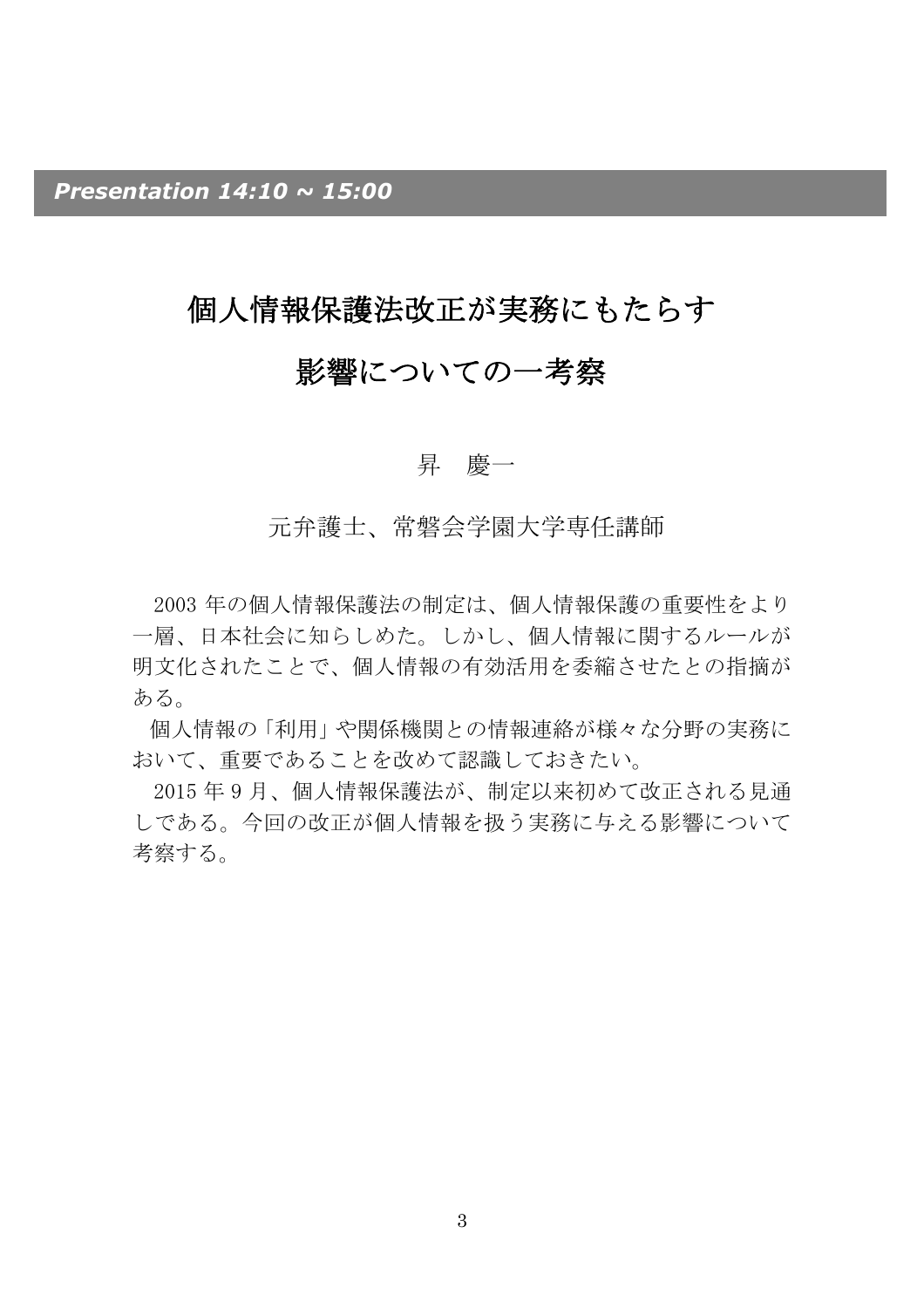***Presentation 14:10 ~ 15:00***

# 個人情報保護法改正が実務にもたらす影響についての一考察

昇　慶一

元弁護士、常磐会学園大学専任講師

2003 年の個人情報保護法の制定は、個人情報保護の重要性をより一層、日本社会に知らしめた。しかし、個人情報に関するルールが明文化されたことで、個人情報の有効活用を委縮させたとの指摘がある。

個人情報の「利用」や関係機関との情報連絡が様々な分野の実務において、重要であることを改めて認識しておきたい。

2015 年 9 月、個人情報保護法が、制定以来初めて改正される見通しである。今回の改正が個人情報を扱う実務に与える影響について考察する。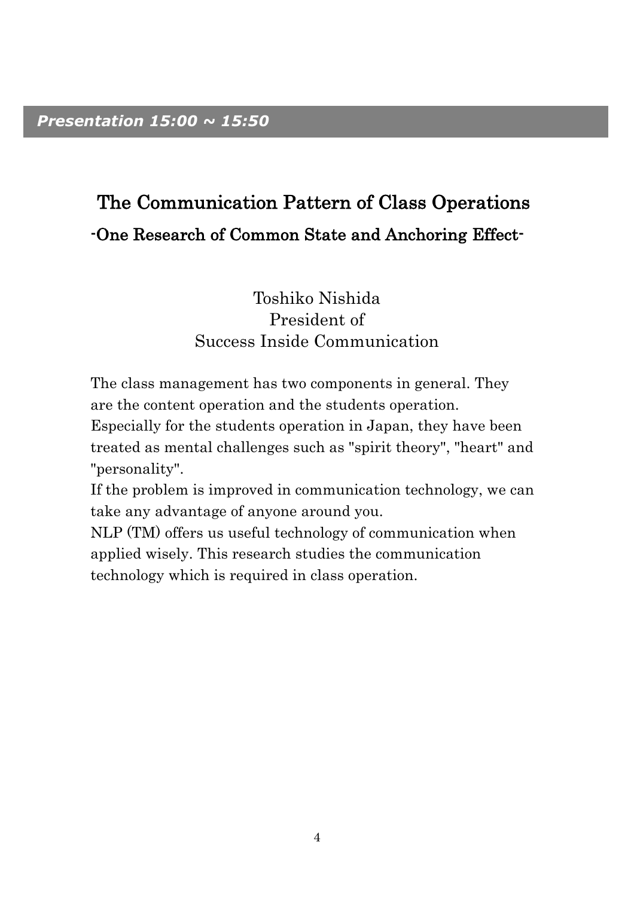***Presentation 15:00 ~ 15:50***

# The Communication Pattern of Class Operations

## -One Research of Common State and Anchoring Effect-

Toshiko Nishida
President of
Success Inside Communication

The class management has two components in general. They are the content operation and the students operation.
Especially for the students operation in Japan, they have been treated as mental challenges such as "spirit theory", "heart" and "personality".
If the problem is improved in communication technology, we can take any advantage of anyone around you.
NLP (TM) offers us useful technology of communication when applied wisely. This research studies the communication technology which is required in class operation.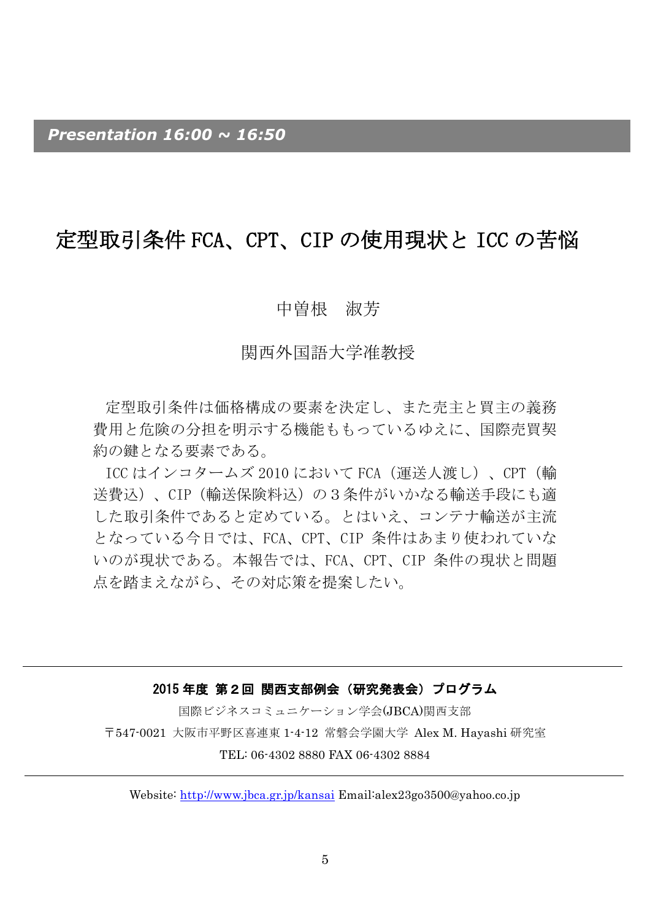*Presentation 16:00 ~ 16:50*

# 定型取引条件 FCA、CPT、CIP の使用現状と ICC の苦悩

中曽根　淑芳

関西外国語大学准教授

定型取引条件は価格構成の要素を決定し、また売主と買主の義務費用と危険の分担を明示する機能ももっているゆえに、国際売買契約の鍵となる要素である。

ICC はインコタームズ 2010 において FCA（運送人渡し）、CPT（輸送費込）、CIP（輸送保険料込）の３条件がいかなる輸送手段にも適した取引条件であると定めている。とはいえ、コンテナ輸送が主流となっている今日では、FCA、CPT、CIP 条件はあまり使われていないのが現状である。本報告では、FCA、CPT、CIP 条件の現状と問題点を踏まえながら、その対応策を提案したい。

---

**2015 年度 第２回 関西支部例会（研究発表会）プログラム**

国際ビジネスコミュニケーション学会(JBCA)関西支部

〒547-0021 大阪市平野区喜連東 1-4-12 常磐会学園大学 Alex M. Hayashi 研究室

TEL: 06-4302 8880 FAX 06-4302 8884

---

Website: http://www.jbca.gr.jp/kansai Email:alex23go3500@yahoo.co.jp